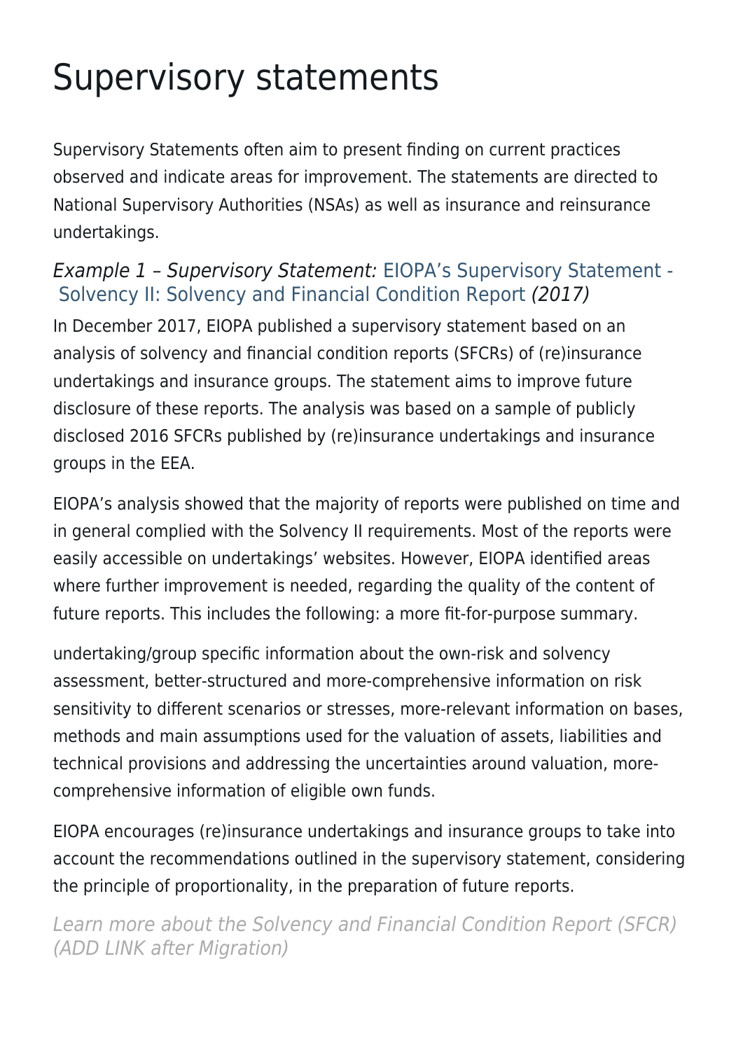# Supervisory statements

Supervisory Statements often aim to present finding on current practices observed and indicate areas for improvement. The statements are directed to National Supervisory Authorities (NSAs) as well as insurance and reinsurance undertakings.

### *Example 1 – Supervisory Statement:* EIOPA's Supervisory Statement - Solvency II: Solvency and Financial Condition Report *(2017)*

In December 2017, EIOPA published a supervisory statement based on an analysis of solvency and financial condition reports (SFCRs) of (re)insurance undertakings and insurance groups. The statement aims to improve future disclosure of these reports. The analysis was based on a sample of publicly disclosed 2016 SFCRs published by (re)insurance undertakings and insurance groups in the EEA.

EIOPA's analysis showed that the majority of reports were published on time and in general complied with the Solvency II requirements. Most of the reports were easily accessible on undertakings' websites. However, EIOPA identified areas where further improvement is needed, regarding the quality of the content of future reports. This includes the following: a more fit-for-purpose summary.

undertaking/group specific information about the own-risk and solvency assessment, better-structured and more-comprehensive information on risk sensitivity to different scenarios or stresses, more-relevant information on bases, methods and main assumptions used for the valuation of assets, liabilities and technical provisions and addressing the uncertainties around valuation, more-comprehensive information of eligible own funds.

EIOPA encourages (re)insurance undertakings and insurance groups to take into account the recommendations outlined in the supervisory statement, considering the principle of proportionality, in the preparation of future reports.

*Learn more about the Solvency and Financial Condition Report (SFCR) (ADD LINK after Migration)*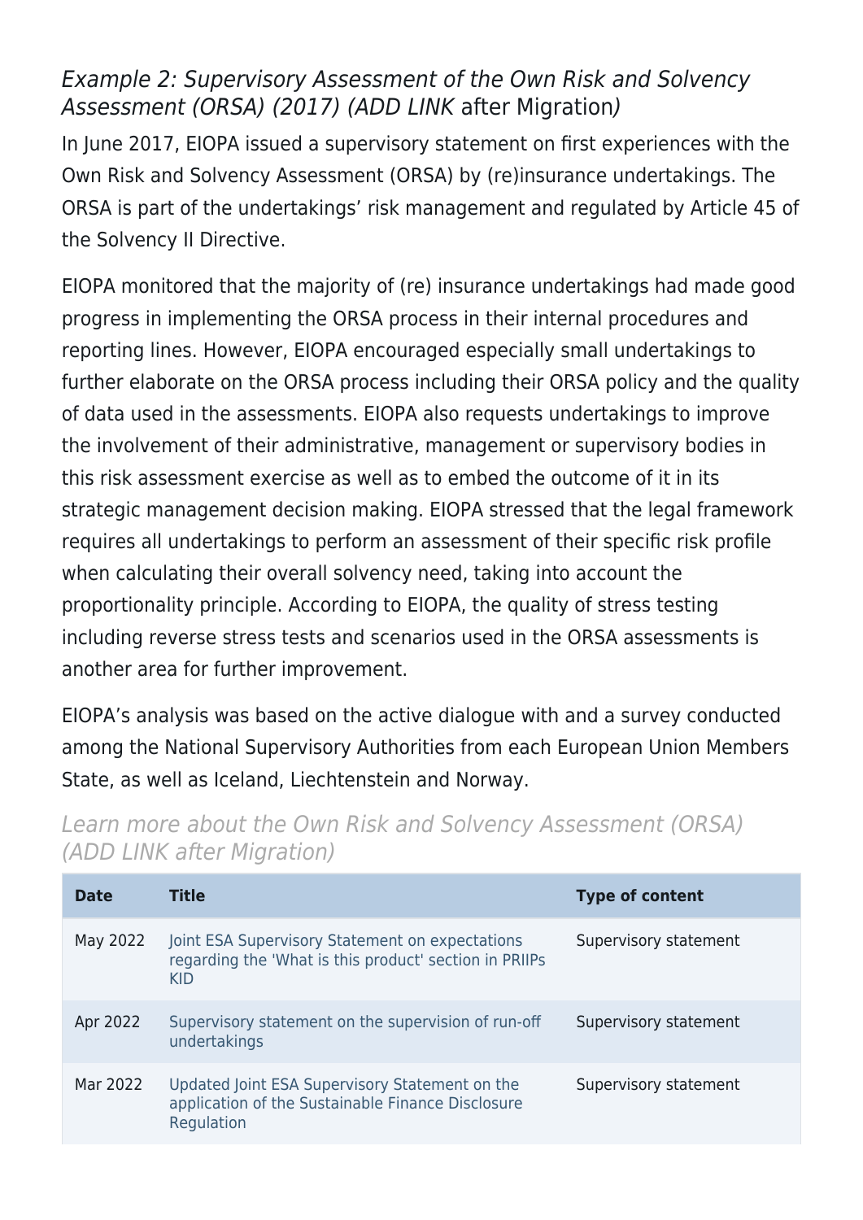### *Example 2: Supervisory Assessment of the Own Risk and Solvency Assessment (ORSA) (2017) (ADD LINK* after Migration*)*

In June 2017, EIOPA issued a supervisory statement on first experiences with the Own Risk and Solvency Assessment (ORSA) by (re)insurance undertakings. The ORSA is part of the undertakings' risk management and regulated by Article 45 of the Solvency II Directive.

EIOPA monitored that the majority of (re) insurance undertakings had made good progress in implementing the ORSA process in their internal procedures and reporting lines. However, EIOPA encouraged especially small undertakings to further elaborate on the ORSA process including their ORSA policy and the quality of data used in the assessments. EIOPA also requests undertakings to improve the involvement of their administrative, management or supervisory bodies in this risk assessment exercise as well as to embed the outcome of it in its strategic management decision making. EIOPA stressed that the legal framework requires all undertakings to perform an assessment of their specific risk profile when calculating their overall solvency need, taking into account the proportionality principle. According to EIOPA, the quality of stress testing including reverse stress tests and scenarios used in the ORSA assessments is another area for further improvement.

EIOPA's analysis was based on the active dialogue with and a survey conducted among the National Supervisory Authorities from each European Union Members State, as well as Iceland, Liechtenstein and Norway.

### *Learn more about the Own Risk and Solvency Assessment (ORSA) (ADD LINK after Migration)*

| Date | Title | Type of content |
| --- | --- | --- |
| May 2022 | Joint ESA Supervisory Statement on expectations regarding the 'What is this product' section in PRIIPs KID | Supervisory statement |
| Apr 2022 | Supervisory statement on the supervision of run-off undertakings | Supervisory statement |
| Mar 2022 | Updated Joint ESA Supervisory Statement on the application of the Sustainable Finance Disclosure Regulation | Supervisory statement |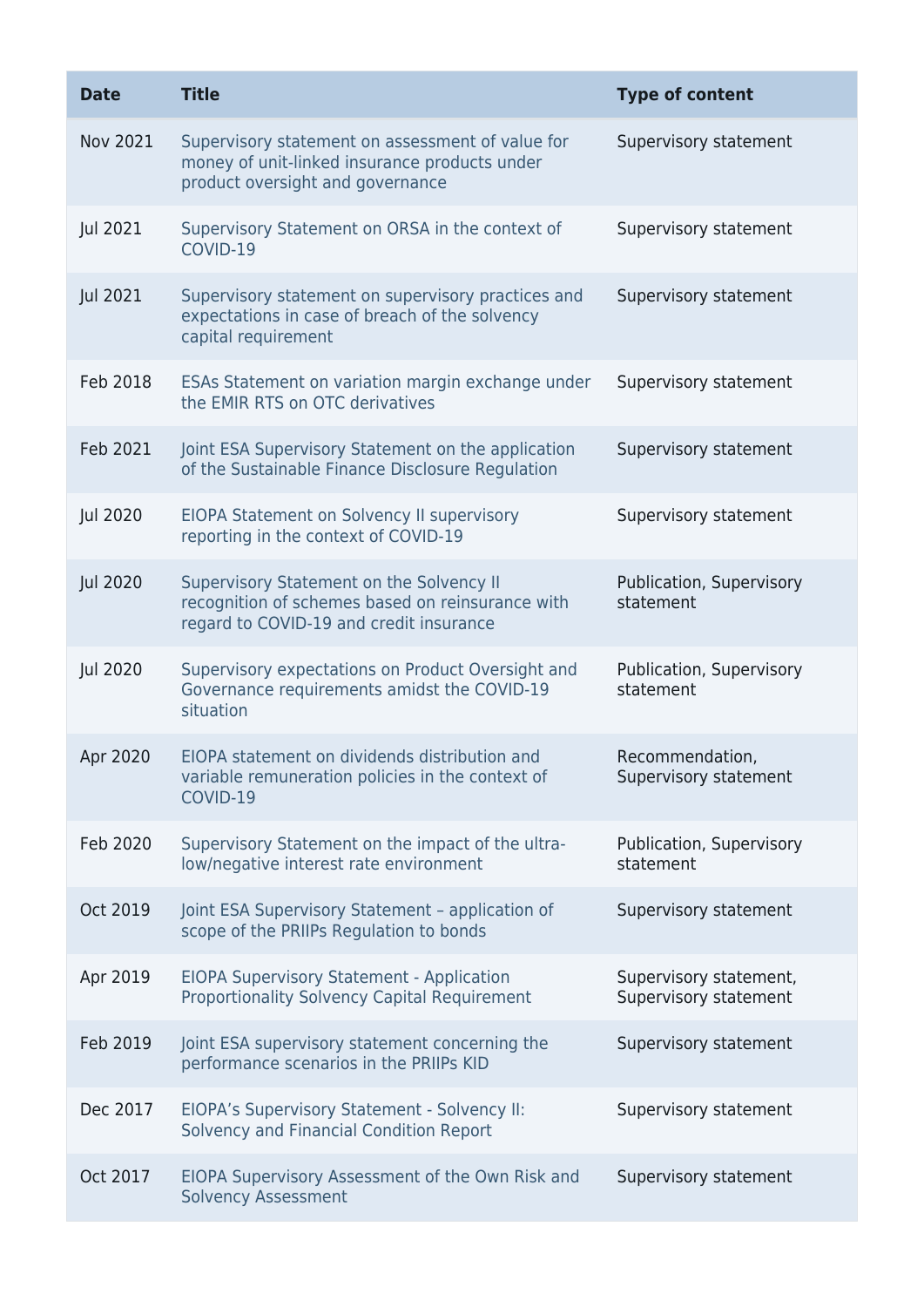| Date | Title | Type of content |
|---|---|---|
| Nov 2021 | Supervisory statement on assessment of value for money of unit-linked insurance products under product oversight and governance | Supervisory statement |
| Jul 2021 | Supervisory Statement on ORSA in the context of COVID-19 | Supervisory statement |
| Jul 2021 | Supervisory statement on supervisory practices and expectations in case of breach of the solvency capital requirement | Supervisory statement |
| Feb 2018 | ESAs Statement on variation margin exchange under the EMIR RTS on OTC derivatives | Supervisory statement |
| Feb 2021 | Joint ESA Supervisory Statement on the application of the Sustainable Finance Disclosure Regulation | Supervisory statement |
| Jul 2020 | EIOPA Statement on Solvency II supervisory reporting in the context of COVID-19 | Supervisory statement |
| Jul 2020 | Supervisory Statement on the Solvency II recognition of schemes based on reinsurance with regard to COVID-19 and credit insurance | Publication, Supervisory statement |
| Jul 2020 | Supervisory expectations on Product Oversight and Governance requirements amidst the COVID-19 situation | Publication, Supervisory statement |
| Apr 2020 | EIOPA statement on dividends distribution and variable remuneration policies in the context of COVID-19 | Recommendation, Supervisory statement |
| Feb 2020 | Supervisory Statement on the impact of the ultra-low/negative interest rate environment | Publication, Supervisory statement |
| Oct 2019 | Joint ESA Supervisory Statement – application of scope of the PRIIPs Regulation to bonds | Supervisory statement |
| Apr 2019 | EIOPA Supervisory Statement - Application Proportionality Solvency Capital Requirement | Supervisory statement, Supervisory statement |
| Feb 2019 | Joint ESA supervisory statement concerning the performance scenarios in the PRIIPs KID | Supervisory statement |
| Dec 2017 | EIOPA's Supervisory Statement - Solvency II: Solvency and Financial Condition Report | Supervisory statement |
| Oct 2017 | EIOPA Supervisory Assessment of the Own Risk and Solvency Assessment | Supervisory statement |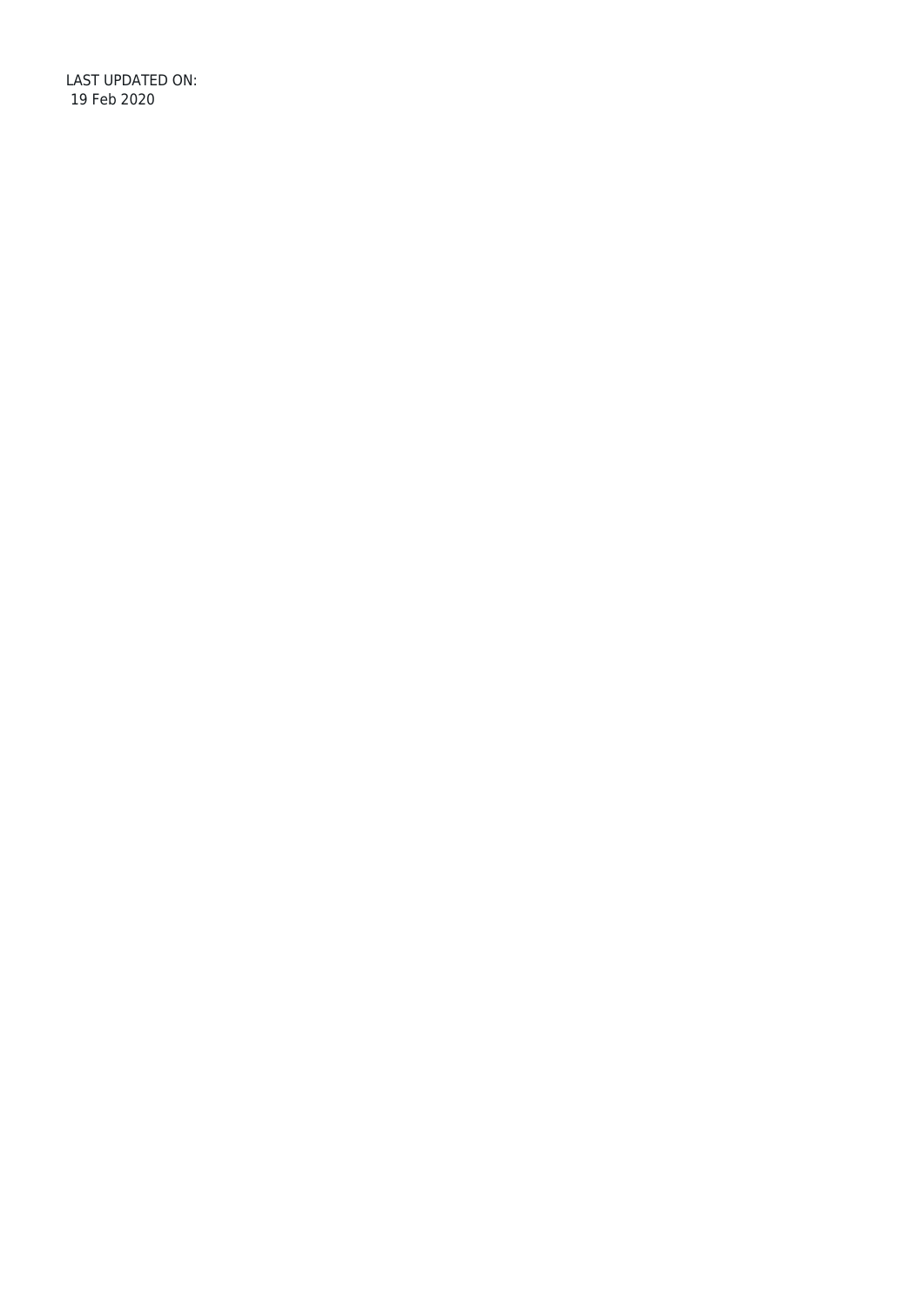LAST UPDATED ON:
19 Feb 2020